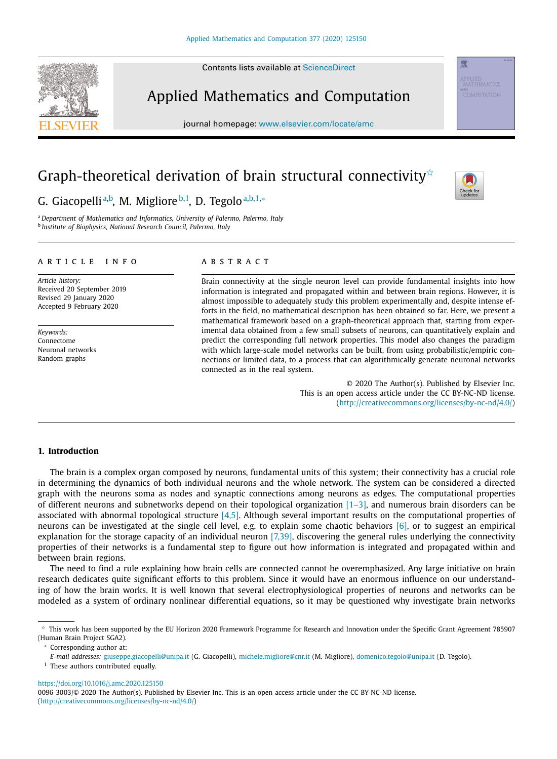# Graph-theoretical derivation of brain structural connectivity[☆]

G. Giacopelli[a,b], M. Migliore[b,1], D. Tegolo[a,b,1,*]

[a] Department of Mathematics and Informatics, University of Palermo, Palermo, Italy
[b] Institute of Biophysics, National Research Council, Palermo, Italy

## ARTICLE INFO

*Article history:*
Received 20 September 2019
Revised 29 January 2020
Accepted 9 February 2020

*Keywords:*
Connectome
Neuronal networks
Random graphs

## ABSTRACT

Brain connectivity at the single neuron level can provide fundamental insights into how information is integrated and propagated within and between brain regions. However, it is almost impossible to adequately study this problem experimentally and, despite intense efforts in the field, no mathematical description has been obtained so far. Here, we present a mathematical framework based on a graph-theoretical approach that, starting from experimental data obtained from a few small subsets of neurons, can quantitatively explain and predict the corresponding full network properties. This model also changes the paradigm with which large-scale model networks can be built, from using probabilistic/empiric connections or limited data, to a process that can algorithmically generate neuronal networks connected as in the real system.

© 2020 The Author(s). Published by Elsevier Inc.
This is an open access article under the CC BY-NC-ND license.
(http://creativecommons.org/licenses/by-nc-nd/4.0/)

## 1. Introduction

The brain is a complex organ composed by neurons, fundamental units of this system; their connectivity has a crucial role in determining the dynamics of both individual neurons and the whole network. The system can be considered a directed graph with the neurons soma as nodes and synaptic connections among neurons as edges. The computational properties of different neurons and subnetworks depend on their topological organization [1–3], and numerous brain disorders can be associated with abnormal topological structure [4,5]. Although several important results on the computational properties of neurons can be investigated at the single cell level, e.g. to explain some chaotic behaviors [6], or to suggest an empirical explanation for the storage capacity of an individual neuron [7,39], discovering the general rules underlying the connectivity properties of their networks is a fundamental step to figure out how information is integrated and propagated within and between brain regions.

The need to find a rule explaining how brain cells are connected cannot be overemphasized. Any large initiative on brain research dedicates quite significant efforts to this problem. Since it would have an enormous influence on our understanding of how the brain works. It is well known that several electrophysiological properties of neurons and networks can be modeled as a system of ordinary nonlinear differential equations, so it may be questioned why investigate brain networks

---

[☆] This work has been supported by the EU Horizon 2020 Framework Programme for Research and Innovation under the Specific Grant Agreement 785907 (Human Brain Project SGA2).

[*] Corresponding author at:

*E-mail addresses:* giuseppe.giacopelli@unipa.it (G. Giacopelli), michele.migliore@cnr.it (M. Migliore), domenico.tegolo@unipa.it (D. Tegolo).

[1] These authors contributed equally.

https://doi.org/10.1016/j.amc.2020.125150
0096-3003/© 2020 The Author(s). Published by Elsevier Inc. This is an open access article under the CC BY-NC-ND license. (http://creativecommons.org/licenses/by-nc-nd/4.0/)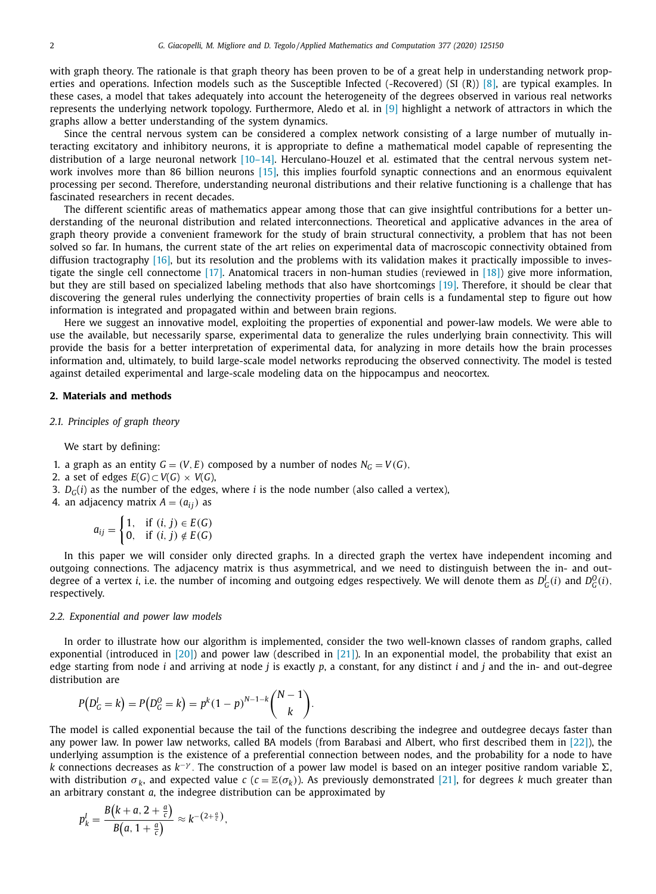with graph theory. The rationale is that graph theory has been proven to be of a great help in understanding network properties and operations. Infection models such as the Susceptible Infected (-Recovered) (SI (R)) [8], are typical examples. In these cases, a model that takes adequately into account the heterogeneity of the degrees observed in various real networks represents the underlying network topology. Furthermore, Aledo et al. in [9] highlight a network of attractors in which the graphs allow a better understanding of the system dynamics.

Since the central nervous system can be considered a complex network consisting of a large number of mutually interacting excitatory and inhibitory neurons, it is appropriate to define a mathematical model capable of representing the distribution of a large neuronal network [10–14]. Herculano-Houzel et al. estimated that the central nervous system network involves more than 86 billion neurons [15], this implies fourfold synaptic connections and an enormous equivalent processing per second. Therefore, understanding neuronal distributions and their relative functioning is a challenge that has fascinated researchers in recent decades.

The different scientific areas of mathematics appear among those that can give insightful contributions for a better understanding of the neuronal distribution and related interconnections. Theoretical and applicative advances in the area of graph theory provide a convenient framework for the study of brain structural connectivity, a problem that has not been solved so far. In humans, the current state of the art relies on experimental data of macroscopic connectivity obtained from diffusion tractography [16], but its resolution and the problems with its validation makes it practically impossible to investigate the single cell connectome [17]. Anatomical tracers in non-human studies (reviewed in [18]) give more information, but they are still based on specialized labeling methods that also have shortcomings [19]. Therefore, it should be clear that discovering the general rules underlying the connectivity properties of brain cells is a fundamental step to figure out how information is integrated and propagated within and between brain regions.

Here we suggest an innovative model, exploiting the properties of exponential and power-law models. We were able to use the available, but necessarily sparse, experimental data to generalize the rules underlying brain connectivity. This will provide the basis for a better interpretation of experimental data, for analyzing in more details how the brain processes information and, ultimately, to build large-scale model networks reproducing the observed connectivity. The model is tested against detailed experimental and large-scale modeling data on the hippocampus and neocortex.

## 2. Materials and methods

### 2.1. Principles of graph theory

We start by defining:

1. a graph as an entity $G = (V, E)$ composed by a number of nodes $N_G = V(G)$,
2. a set of edges $E(G) \subset V(G) \times V(G)$,
3. $D_G(i)$ as the number of the edges, where $i$ is the node number (also called a vertex),
4. an adjacency matrix $A = (a_{ij})$ as

$$a_{ij} = \begin{cases} 1, & \text{if } (i, j) \in E(G) \\ 0, & \text{if } (i, j) \notin E(G) \end{cases}$$

In this paper we will consider only directed graphs. In a directed graph the vertex have independent incoming and outgoing connections. The adjacency matrix is thus asymmetrical, and we need to distinguish between the in- and out-degree of a vertex $i$, i.e. the number of incoming and outgoing edges respectively. We will denote them as $D_G^I(i)$ and $D_G^O(i)$, respectively.

### 2.2. Exponential and power law models

In order to illustrate how our algorithm is implemented, consider the two well-known classes of random graphs, called exponential (introduced in [20]) and power law (described in [21]). In an exponential model, the probability that exist an edge starting from node $i$ and arriving at node $j$ is exactly $p$, a constant, for any distinct $i$ and $j$ and the in- and out-degree distribution are

$$P\left(D_G^I = k\right) = P\left(D_G^O = k\right) = p^k (1-p)^{N-1-k} \binom{N-1}{k}.$$

The model is called exponential because the tail of the functions describing the indegree and outdegree decays faster than any power law. In power law networks, called BA models (from Barabasi and Albert, who first described them in [22]), the underlying assumption is the existence of a preferential connection between nodes, and the probability for a node to have $k$ connections decreases as $k^{-\gamma}$. The construction of a power law model is based on an integer positive random variable $\Sigma$, with distribution $\sigma_k$, and expected value $c$ ($c = \mathbb{E}(\sigma_k)$). As previously demonstrated [21], for degrees $k$ much greater than an arbitrary constant $a$, the indegree distribution can be approximated by

$$p_k^I = \frac{B\left(k + a, 2 + \frac{a}{c}\right)}{B\left(a, 1 + \frac{a}{c}\right)} \approx k^{-\left(2 + \frac{a}{c}\right)},$$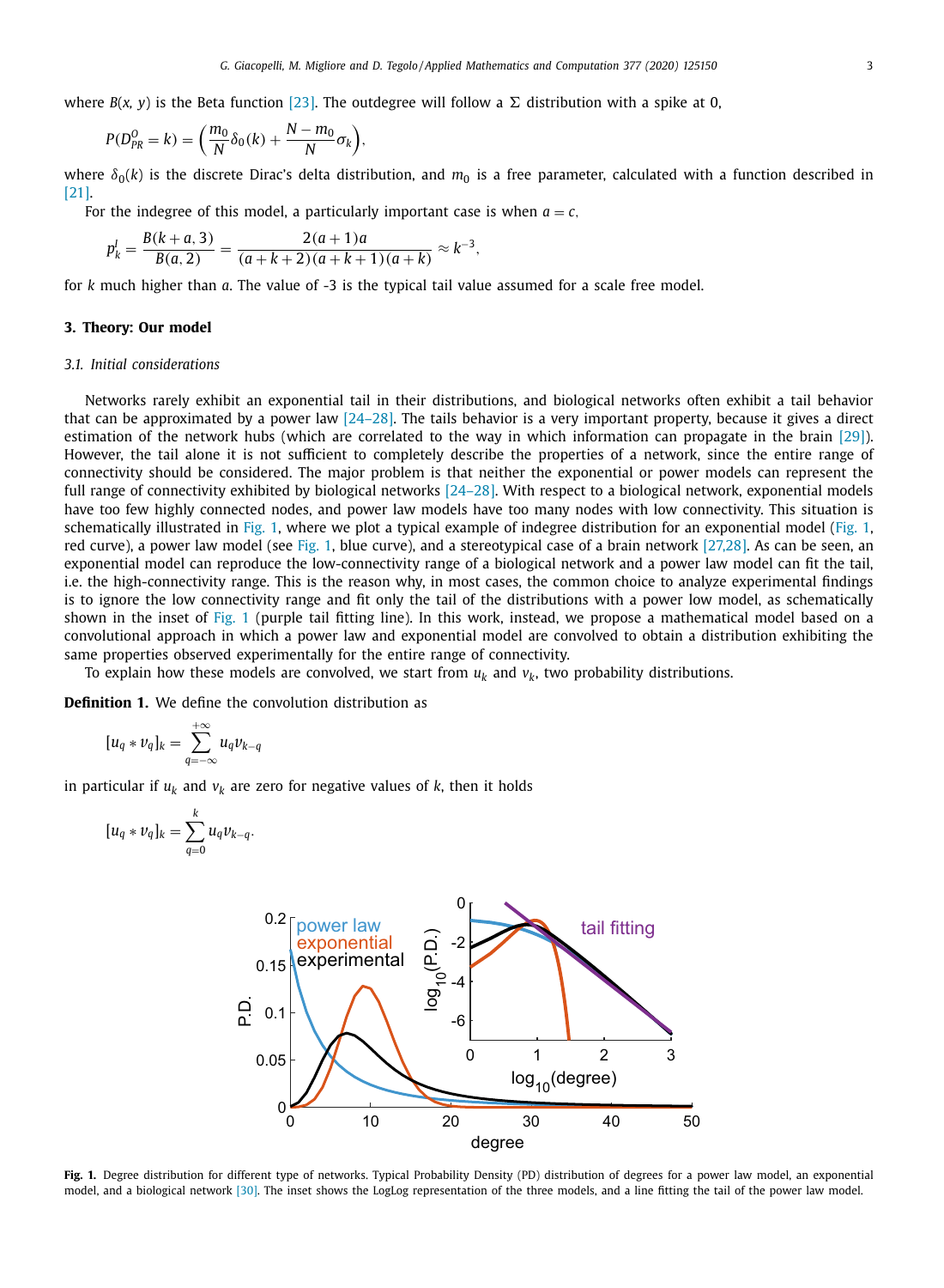where $B(x, y)$ is the Beta function [23]. The outdegree will follow a $\Sigma$ distribution with a spike at 0,

$$P(D_{PR}^{O} = k) = \left( \frac{m_0}{N} \delta_0(k) + \frac{N - m_0}{N} \sigma_k \right),$$

where $\delta_0(k)$ is the discrete Dirac's delta distribution, and $m_0$ is a free parameter, calculated with a function described in [21].

For the indegree of this model, a particularly important case is when $a = c$,

$$p_k^I = \frac{B(k+a, 3)}{B(a, 2)} = \frac{2(a+1)a}{(a+k+2)(a+k+1)(a+k)} \approx k^{-3},$$

for $k$ much higher than $a$. The value of -3 is the typical tail value assumed for a scale free model.

## 3. Theory: Our model

### 3.1. Initial considerations

Networks rarely exhibit an exponential tail in their distributions, and biological networks often exhibit a tail behavior that can be approximated by a power law [24–28]. The tails behavior is a very important property, because it gives a direct estimation of the network hubs (which are correlated to the way in which information can propagate in the brain [29]). However, the tail alone it is not sufficient to completely describe the properties of a network, since the entire range of connectivity should be considered. The major problem is that neither the exponential or power models can represent the full range of connectivity exhibited by biological networks [24–28]. With respect to a biological network, exponential models have too few highly connected nodes, and power law models have too many nodes with low connectivity. This situation is schematically illustrated in Fig. 1, where we plot a typical example of indegree distribution for an exponential model (Fig. 1, red curve), a power law model (see Fig. 1, blue curve), and a stereotypical case of a brain network [27,28]. As can be seen, an exponential model can reproduce the low-connectivity range of a biological network and a power law model can fit the tail, i.e. the high-connectivity range. This is the reason why, in most cases, the common choice to analyze experimental findings is to ignore the low connectivity range and fit only the tail of the distributions with a power low model, as schematically shown in the inset of Fig. 1 (purple tail fitting line). In this work, instead, we propose a mathematical model based on a convolutional approach in which a power law and exponential model are convolved to obtain a distribution exhibiting the same properties observed experimentally for the entire range of connectivity.

To explain how these models are convolved, we start from $u_k$ and $v_k$, two probability distributions.

**Definition 1.** We define the convolution distribution as

$$[u_q * v_q]_k = \sum_{q=-\infty}^{+\infty} u_q v_{k-q}$$

in particular if $u_k$ and $v_k$ are zero for negative values of $k$, then it holds

$$[u_q * v_q]_k = \sum_{q=0}^{k} u_q v_{k-q}.$$

**Fig. 1.** Degree distribution for different type of networks. Typical Probability Density (PD) distribution of degrees for a power law model, an exponential model, and a biological network [30]. The inset shows the LogLog representation of the three models, and a line fitting the tail of the power law model.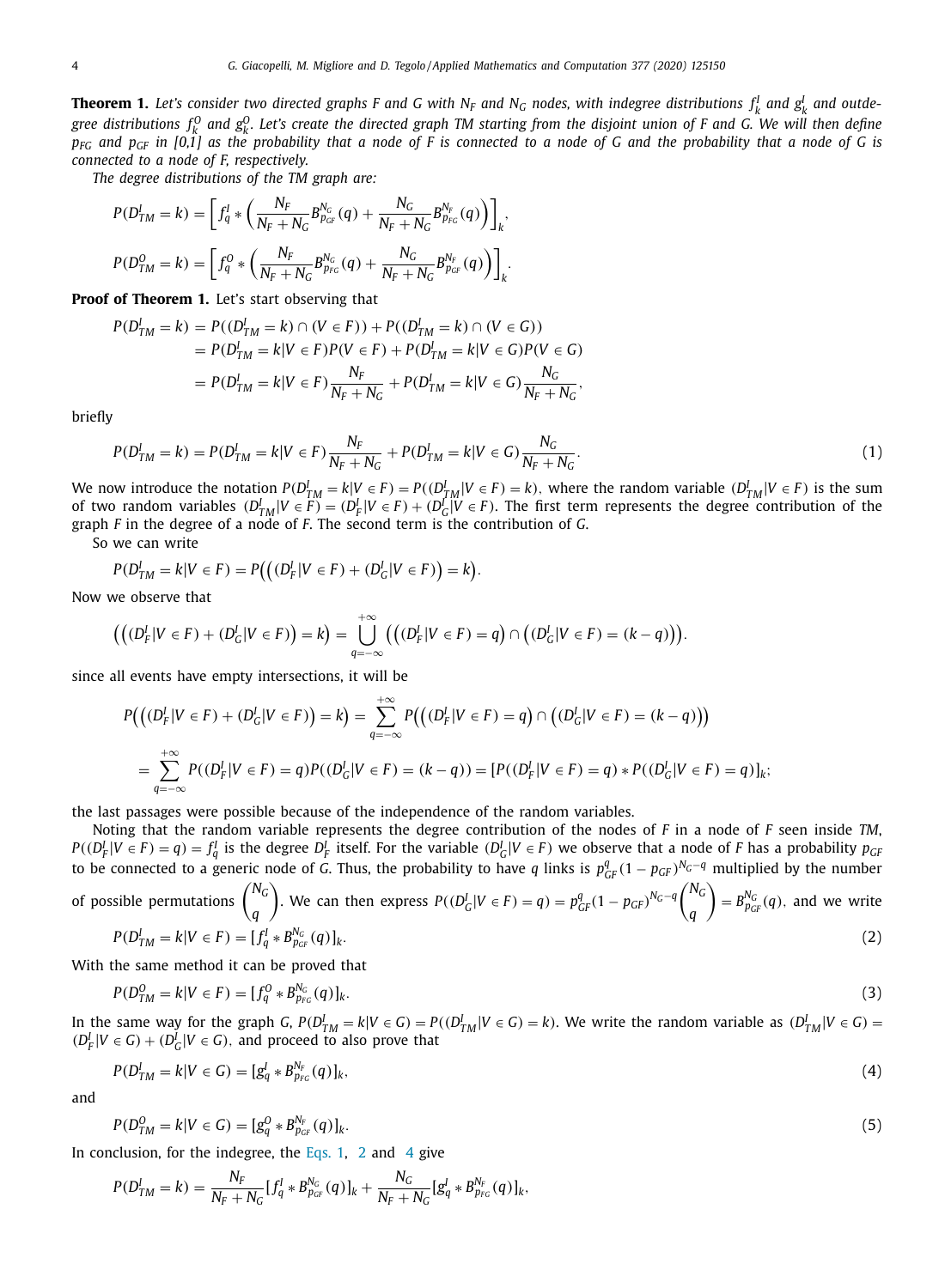**Theorem 1.** *Let's consider two directed graphs F and G with $N_F$ and $N_G$ nodes, with indegree distributions $f_k^I$ and $g_k^I$ and outdegree distributions $f_k^O$ and $g_k^O$. Let's create the directed graph TM starting from the disjoint union of F and G. We will then define $p_{FG}$ and $p_{GF}$ in [0,1] as the probability that a node of F is connected to a node of G and the probability that a node of G is connected to a node of F, respectively.*

*The degree distributions of the TM graph are:*

$$P(D_{TM}^I = k) = \left[ f_q^I * \left( \frac{N_F}{N_F + N_G} B_{p_{GF}}^{N_G}(q) + \frac{N_G}{N_F + N_G} B_{p_{FG}}^{N_F}(q) \right) \right]_k,$$

$$P(D_{TM}^O = k) = \left[ f_q^O * \left( \frac{N_F}{N_F + N_G} B_{p_{FG}}^{N_G}(q) + \frac{N_G}{N_F + N_G} B_{p_{GF}}^{N_F}(q) \right) \right]_k.$$

**Proof of Theorem 1.** Let's start observing that

$$\begin{aligned}
P(D_{TM}^I = k) &= P((D_{TM}^I = k) \cap (V \in F)) + P((D_{TM}^I = k) \cap (V \in G)) \\
&= P(D_{TM}^I = k | V \in F) P(V \in F) + P(D_{TM}^I = k | V \in G) P(V \in G) \\
&= P(D_{TM}^I = k | V \in F) \frac{N_F}{N_F + N_G} + P(D_{TM}^I = k | V \in G) \frac{N_G}{N_F + N_G},
\end{aligned}$$

briefly

$$P(D_{TM}^I = k) = P(D_{TM}^I = k | V \in F) \frac{N_F}{N_F + N_G} + P(D_{TM}^I = k | V \in G) \frac{N_G}{N_F + N_G}. \tag{1}$$

We now introduce the notation $P(D_{TM}^I = k | V \in F) = P((D_{TM}^I | V \in F) = k)$, where the random variable $(D_{TM}^I | V \in F)$ is the sum of two random variables $(D_{TM}^I | V \in F) = (D_F^I | V \in F) + (D_G^I | V \in F)$. The first term represents the degree contribution of the graph $F$ in the degree of a node of $F$. The second term is the contribution of $G$.

So we can write

$$P(D_{TM}^I = k | V \in F) = P\Big( \big( (D_F^I | V \in F) + (D_G^I | V \in F) \big) = k \Big).$$

Now we observe that

$$\Big( \big( (D_F^I | V \in F) + (D_G^I | V \in F) \big) = k \Big) = \bigcup_{q=-\infty}^{+\infty} \Big( \big( (D_F^I | V \in F) = q \big) \cap \big( (D_G^I | V \in F) = (k - q) \big) \Big).$$

since all events have empty intersections, it will be

$$\begin{aligned}
P\Big( \big( (D_F^I | V \in F) + (D_G^I | V \in F) \big) = k \Big) &= \sum_{q=-\infty}^{+\infty} P\Big( \big( (D_F^I | V \in F) = q \big) \cap \big( (D_G^I | V \in F) = (k - q) \big) \Big) \\
&= \sum_{q=-\infty}^{+\infty} P((D_F^I | V \in F) = q) P((D_G^I | V \in F) = (k - q)) = [P((D_F^I | V \in F) = q) * P((D_G^I | V \in F) = q)]_k;
\end{aligned}$$

the last passages were possible because of the independence of the random variables.

Noting that the random variable represents the degree contribution of the nodes of $F$ in a node of $F$ seen inside $TM$, $P((D_F^I | V \in F) = q) = f_q^I$ is the degree $D_F^I$ itself. For the variable $(D_G^I | V \in F)$ we observe that a node of $F$ has a probability $p_{GF}$ to be connected to a generic node of $G$. Thus, the probability to have $q$ links is $p_{GF}^q (1 - p_{GF})^{N_G - q}$ multiplied by the number of possible permutations $\binom{N_G}{q}$. We can then express $P((D_G^I | V \in F) = q) = p_{GF}^q (1 - p_{GF})^{N_G - q} \binom{N_G}{q} = B_{p_{GF}}^{N_G}(q)$, and we write

$$P(D_{TM}^I = k | V \in F) = [f_q^I * B_{p_{GF}}^{N_G}(q)]_k. \tag{2}$$

With the same method it can be proved that

$$P(D_{TM}^O = k | V \in F) = [f_q^O * B_{p_{FG}}^{N_G}(q)]_k. \tag{3}$$

In the same way for the graph $G$, $P(D_{TM}^I = k | V \in G) = P((D_{TM}^I | V \in G) = k)$. We write the random variable as $(D_{TM}^I | V \in G) = (D_F^I | V \in G) + (D_G^I | V \in G)$, and proceed to also prove that

$$P(D_{TM}^I = k | V \in G) = [g_q^I * B_{p_{FG}}^{N_F}(q)]_k, \tag{4}$$

and

$$P(D_{TM}^O = k | V \in G) = [g_q^O * B_{p_{GF}}^{N_F}(q)]_k. \tag{5}$$

In conclusion, for the indegree, the Eqs. 1, 2 and 4 give

$$P(D_{TM}^I = k) = \frac{N_F}{N_F + N_G} [f_q^I * B_{p_{GF}}^{N_G}(q)]_k + \frac{N_G}{N_F + N_G} [g_q^I * B_{p_{FG}}^{N_F}(q)]_k,$$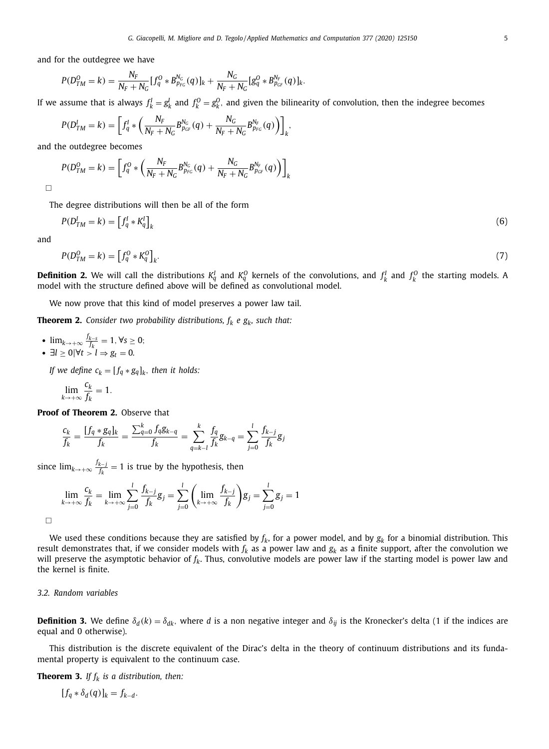and for the outdegree we have

$$P(D^O_{TM} = k) = \frac{N_F}{N_F + N_G}[f^O_q * B^{N_G}_{p_{FG}}(q)]_k + \frac{N_G}{N_F + N_G}[g^O_q * B^{N_F}_{p_{GF}}(q)]_k.$$

If we assume that is always $f^I_k = g^I_k$ and $f^O_k = g^O_k$, and given the bilinearity of convolution, then the indegree becomes

$$P(D^I_{TM} = k) = \left[ f^I_q * \left( \frac{N_F}{N_F + N_G} B^{N_G}_{p_{FG}}(q) + \frac{N_G}{N_F + N_G} B^{N_F}_{p_{GF}}(q) \right) \right]_k,$$

and the outdegree becomes

$$P(D^O_{TM} = k) = \left[ f^O_q * \left( \frac{N_F}{N_F + N_G} B^{N_G}_{p_{FG}}(q) + \frac{N_G}{N_F + N_G} B^{N_F}_{p_{GF}}(q) \right) \right]_k$$

□

The degree distributions will then be all of the form

$$P(D^I_{TM} = k) = \left[ f^I_q * K^I_q \right]_k \tag{6}$$

and

$$P(D^O_{TM} = k) = \left[ f^O_q * K^O_q \right]_k. \tag{7}$$

**Definition 2.** We will call the distributions $K^I_q$ and $K^O_q$ kernels of the convolutions, and $f^I_k$ and $f^O_k$ the starting models. A model with the structure defined above will be defined as convolutional model.

We now prove that this kind of model preserves a power law tail.

**Theorem 2.** *Consider two probability distributions, $f_k$ e $g_k$, such that:*

- $\lim_{k \to +\infty} \frac{f_{k-s}}{f_k} = 1, \forall s \geq 0$;
- $\exists l \geq 0 | \forall t > l \Rightarrow g_t = 0$.

*If we define $c_k = [f_q * g_q]_k$, then it holds:*

$$\lim_{k \to +\infty} \frac{c_k}{f_k} = 1.$$

**Proof of Theorem 2.** Observe that

$$\frac{c_k}{f_k} = \frac{[f_q * g_q]_k}{f_k} = \frac{\sum_{q=0}^{k} f_q g_{k-q}}{f_k} = \sum_{q=k-l}^{k} \frac{f_q}{f_k} g_{k-q} = \sum_{j=0}^{l} \frac{f_{k-j}}{f_k} g_j$$

since $\lim_{k \to +\infty} \frac{f_{k-j}}{f_k} = 1$ is true by the hypothesis, then

$$\lim_{k \to +\infty} \frac{c_k}{f_k} = \lim_{k \to +\infty} \sum_{j=0}^{l} \frac{f_{k-j}}{f_k} g_j = \sum_{j=0}^{l} \left( \lim_{k \to +\infty} \frac{f_{k-j}}{f_k} \right) g_j = \sum_{j=0}^{l} g_j = 1$$

□

We used these conditions because they are satisfied by $f_k$, for a power model, and by $g_k$ for a binomial distribution. This result demonstrates that, if we consider models with $f_k$ as a power law and $g_k$ as a finite support, after the convolution we will preserve the asymptotic behavior of $f_k$. Thus, convolutive models are power law if the starting model is power law and the kernel is finite.

### 3.2. Random variables

**Definition 3.** We define $\delta_d(k) = \delta_{dk}$, where $d$ is a non negative integer and $\delta_{ij}$ is the Kronecker's delta (1 if the indices are equal and 0 otherwise).

This distribution is the discrete equivalent of the Dirac's delta in the theory of continuum distributions and its fundamental property is equivalent to the continuum case.

**Theorem 3.** *If $f_k$ is a distribution, then:*

$$[f_q * \delta_d(q)]_k = f_{k-d}.$$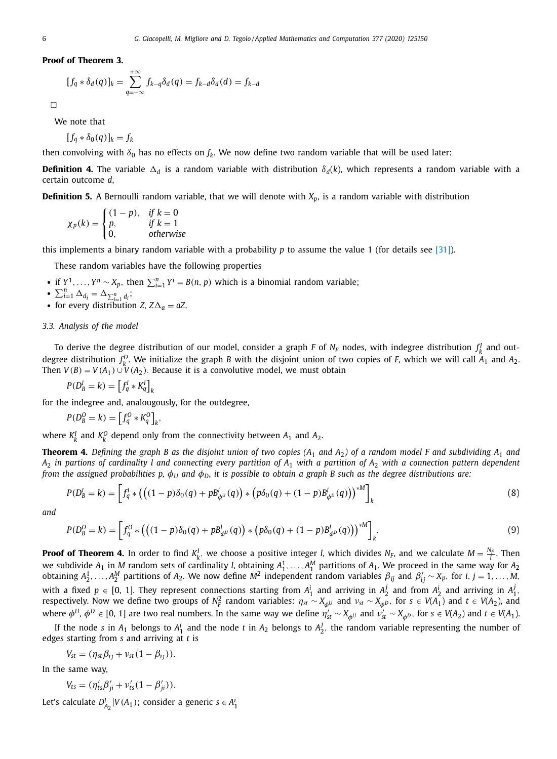**Proof of Theorem 3.**

$$[f_q * \delta_d(q)]_k = \sum_{q=-\infty}^{+\infty} f_{k-q}\delta_d(q) = f_{k-d}\delta_d(d) = f_{k-d}$$

□

We note that

$$[f_q * \delta_0(q)]_k = f_k$$

then convolving with $\delta_0$ has no effects on $f_k$. We now define two random variable that will be used later:

**Definition 4.** The variable $\Delta_d$ is a random variable with distribution $\delta_d(k)$, which represents a random variable with a certain outcome $d$,

**Definition 5.** A Bernoulli random variable, that we will denote with $X_p$, is a random variable with distribution

$$\chi_p(k) = \begin{cases} (1-p), & \text{if } k = 0 \\ p, & \text{if } k = 1 \\ 0, & \text{otherwise} \end{cases}$$

this implements a binary random variable with a probability $p$ to assume the value 1 (for details see [31]).

These random variables have the following properties

- if $Y^1, \ldots, Y^n \sim X_p$, then $\sum_{i=1}^n Y^i = B(n, p)$ which is a binomial random variable;
- $\sum_{i=1}^n \Delta_{d_i} = \Delta_{\sum_{i=1}^n d_i}$;
- for every distribution $Z$, $Z\Delta_a = aZ$.

### 3.3. Analysis of the model

To derive the degree distribution of our model, consider a graph $F$ of $N_F$ nodes, with indegree distribution $f_k^I$ and outdegree distribution $f_k^O$. We initialize the graph $B$ with the disjoint union of two copies of $F$, which we will call $A_1$ and $A_2$. Then $V(B) = V(A_1) \cup V(A_2)$. Because it is a convolutive model, we must obtain

$$P(D_B^I = k) = \left[f_q^I * K_q^I\right]_k$$

for the indegree and, analougously, for the outdegree,

$$P(D_B^O = k) = \left[f_q^O * K_q^O\right]_k,$$

where $K_k^I$ and $K_k^O$ depend only from the connectivity between $A_1$ and $A_2$.

**Theorem 4.** *Defining the graph B as the disjoint union of two copies ($A_1$ and $A_2$) of a random model F and subdividing $A_1$ and $A_2$ in partions of cardinality l and connecting every partition of $A_1$ with a partition of $A_2$ with a connection pattern dependent from the assigned probabilities p, $\phi_U$ and $\phi_D$, it is possible to obtain a graph B such as the degree distributions are:*

$$P(D_B^I = k) = \left[f_q^I * \left(\left((1-p)\delta_0(q) + pB_{\phi^U}^l(q)\right) * \left(p\delta_0(q) + (1-p)B_{\phi^D}^l(q)\right)\right)^{*M}\right]_k \tag{8}$$

*and*

$$P(D_B^O = k) = \left[f_q^O * \left(\left((1-p)\delta_0(q) + pB_{\phi^U}^l(q)\right) * \left(p\delta_0(q) + (1-p)B_{\phi^D}^l(q)\right)\right)^{*M}\right]_k. \tag{9}$$

**Proof of Theorem 4.** In order to find $K_k^I$, we choose a positive integer $l$, which divides $N_F$, and we calculate $M = \frac{N_F}{l}$. Then we subdivide $A_1$ in $M$ random sets of cardinality $l$, obtaining $A_1^1, \ldots, A_1^M$ partitions of $A_1$. We proceed in the same way for $A_2$ obtaining $A_2^1, \ldots, A_2^M$ partitions of $A_2$. We now define $M^2$ independent random variables $\beta_{ij}$ and $\beta'_{ij} \sim X_p$, for $i, j = 1, \ldots, M$, with a fixed $p \in [0, 1]$. They represent connections starting from $A_1^i$ and arriving in $A_2^j$ and from $A_2^i$ and arriving in $A_1^j$, respectively. Now we define two groups of $N_F^2$ random variables: $\eta_{st} \sim X_{\phi^U}$ and $\nu_{st} \sim X_{\phi^D}$, for $s \in V(A_1)$ and $t \in V(A_2)$, and where $\phi^U, \phi^D \in [0, 1]$ are two real numbers. In the same way we define $\eta'_{st} \sim X_{\phi^U}$ and $\nu'_{st} \sim X_{\phi^D}$, for $s \in V(A_2)$ and $t \in V(A_1)$.

If the node $s$ in $A_1$ belongs to $A_1^i$ and the node $t$ in $A_2$ belongs to $A_2^j$, the random variable representing the number of edges starting from $s$ and arriving at $t$ is

$$V_{st} = (\eta_{st}\beta_{ij} + \nu_{st}(1 - \beta_{ij})).$$

In the same way,

$$V_{ts} = (\eta'_{ts}\beta'_{ji} + \nu'_{ts}(1 - \beta'_{ji})).$$

Let's calculate $D_{A_2}^I|V(A_1)$; consider a generic $s \in A_1^i$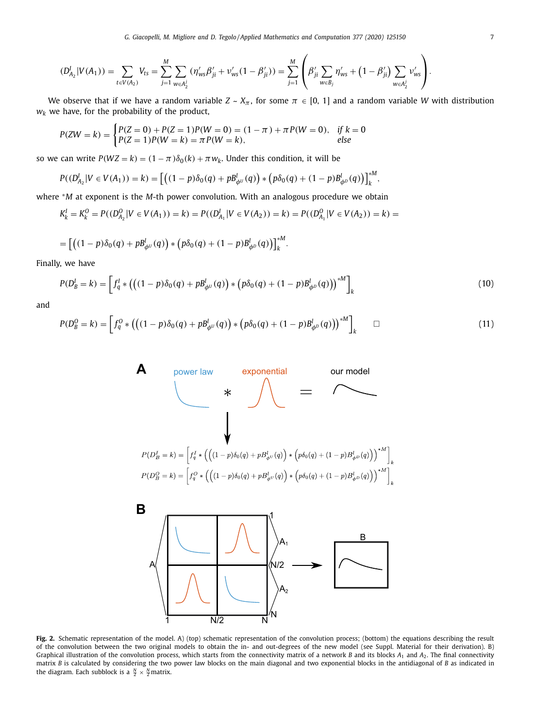$$(D^I_{A_2}|V(A_1)) = \sum_{t\in V(A_2)} V_{ts} = \sum_{j=1}^{M}\sum_{w\in A_2^j} (\eta'_{ws}\beta'_{ji} + \nu'_{ws}(1-\beta'_{ji})) = \sum_{j=1}^{M}\left(\beta'_{ji}\sum_{w\in B_j}\eta'_{ws} + \left(1-\beta'_{ji}\right)\sum_{w\in A_2^j}\nu'_{ws}\right).$$

We observe that if we have a random variable $Z \sim X_\pi$, for some $\pi \in [0, 1]$ and a random variable $W$ with distribution $w_k$ we have, for the probability of the product,

$$P(ZW = k) = \begin{cases} P(Z=0) + P(Z=1)P(W=0) = (1-\pi) + \pi P(W=0), & \text{if } k = 0 \\ P(Z=1)P(W=k) = \pi P(W=k), & \text{else} \end{cases}$$

so we can write $P(WZ = k) = (1-\pi)\delta_0(k) + \pi w_k$. Under this condition, it will be

$$P((D^I_{A_2}|V \in V(A_1)) = k) = \left[\left((1-p)\delta_0(q) + pB^I_{\phi^U}(q)\right) * \left(p\delta_0(q) + (1-p)B^I_{\phi^D}(q)\right)\right]^{*M}_k,$$

where $*M$ at exponent is the $M$-th power convolution. With an analogous procedure we obtain

$$K^I_k = K^O_k = P((D^O_{A_2}|V \in V(A_1)) = k) = P((D^I_{A_1}|V \in V(A_2)) = k) = P((D^O_{A_1}|V \in V(A_2)) = k) =$$

$$= \left[\left((1-p)\delta_0(q) + pB^I_{\phi^U}(q)\right) * \left(p\delta_0(q) + (1-p)B^I_{\phi^D}(q)\right)\right]^{*M}_k.$$

Finally, we have

$$P(D^I_B = k) = \left[f^I_q * \left(\left((1-p)\delta_0(q) + pB^I_{\phi^U}(q)\right) * \left(p\delta_0(q) + (1-p)B^I_{\phi^D}(q)\right)\right)^{*M}\right]_k \tag{10}$$

and

$$P(D^O_B = k) = \left[f^O_q * \left(\left((1-p)\delta_0(q) + pB^I_{\phi^U}(q)\right) * \left(p\delta_0(q) + (1-p)B^I_{\phi^D}(q)\right)\right)^{*M}\right]_k \qquad \square \tag{11}$$

**Fig. 2.** Schematic representation of the model. A) (top) schematic representation of the convolution process; (bottom) the equations describing the result of the convolution between the two original models to obtain the in- and out-degrees of the new model (see Suppl. Material for their derivation). B) Graphical illustration of the convolution process, which starts from the connectivity matrix of a network $B$ and its blocks $A_1$ and $A_2$. The final connectivity matrix $B$ is calculated by considering the two power law blocks on the main diagonal and two exponential blocks in the antidiagonal of $B$ as indicated in the diagram. Each subblock is a $\frac{N}{2} \times \frac{N}{2}$ matrix.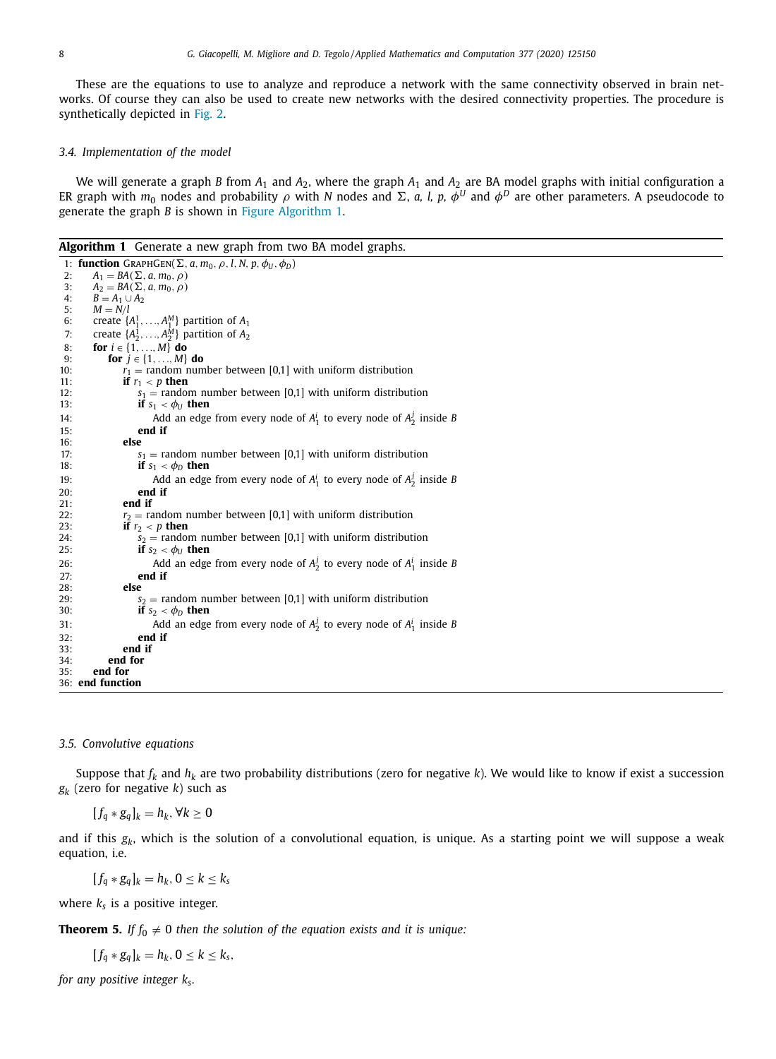These are the equations to use to analyze and reproduce a network with the same connectivity observed in brain networks. Of course they can also be used to create new networks with the desired connectivity properties. The procedure is synthetically depicted in Fig. 2.

### 3.4. Implementation of the model

We will generate a graph $B$ from $A_1$ and $A_2$, where the graph $A_1$ and $A_2$ are BA model graphs with initial configuration a ER graph with $m_0$ nodes and probability $\rho$ with $N$ nodes and $\Sigma$, $a$, $l$, $p$, $\phi^U$ and $\phi^D$ are other parameters. A pseudocode to generate the graph $B$ is shown in Figure Algorithm 1.

**Algorithm 1** Generate a new graph from two BA model graphs.

```
1:  function GraphGen(Σ, a, m_0, ρ, l, N, p, φ_U, φ_D)
2:      A_1 = BA(Σ, a, m_0, ρ)
3:      A_2 = BA(Σ, a, m_0, ρ)
4:      B = A_1 ∪ A_2
5:      M = N/l
6:      create {A_1^1, ..., A_1^M} partition of A_1
7:      create {A_2^1, ..., A_2^M} partition of A_2
8:      for i ∈ {1, ..., M} do
9:          for j ∈ {1, ..., M} do
10:             r_1 = random number between [0,1] with uniform distribution
11:             if r_1 < p then
12:                 s_1 = random number between [0,1] with uniform distribution
13:                 if s_1 < φ_U then
14:                     Add an edge from every node of A_1^i to every node of A_2^j inside B
15:                 end if
16:             else
17:                 s_1 = random number between [0,1] with uniform distribution
18:                 if s_1 < φ_D then
19:                     Add an edge from every node of A_1^i to every node of A_2^j inside B
20:                 end if
21:             end if
22:             r_2 = random number between [0,1] with uniform distribution
23:             if r_2 < p then
24:                 s_2 = random number between [0,1] with uniform distribution
25:                 if s_2 < φ_U then
26:                     Add an edge from every node of A_2^j to every node of A_1^i inside B
27:                 end if
28:             else
29:                 s_2 = random number between [0,1] with uniform distribution
30:                 if s_2 < φ_D then
31:                     Add an edge from every node of A_2^j to every node of A_1^i inside B
32:                 end if
33:             end if
34:         end for
35:     end for
36: end function
```

### 3.5. Convolutive equations

Suppose that $f_k$ and $h_k$ are two probability distributions (zero for negative $k$). We would like to know if exist a succession $g_k$ (zero for negative $k$) such as

$$[f_q * g_q]_k = h_k, \forall k \geq 0$$

and if this $g_k$, which is the solution of a convolutional equation, is unique. As a starting point we will suppose a weak equation, i.e.

$$[f_q * g_q]_k = h_k, 0 \leq k \leq k_s$$

where $k_s$ is a positive integer.

**Theorem 5.** *If $f_0 \neq 0$ then the solution of the equation exists and it is unique:*

$$[f_q * g_q]_k = h_k, 0 \leq k \leq k_s,$$

*for any positive integer $k_s$.*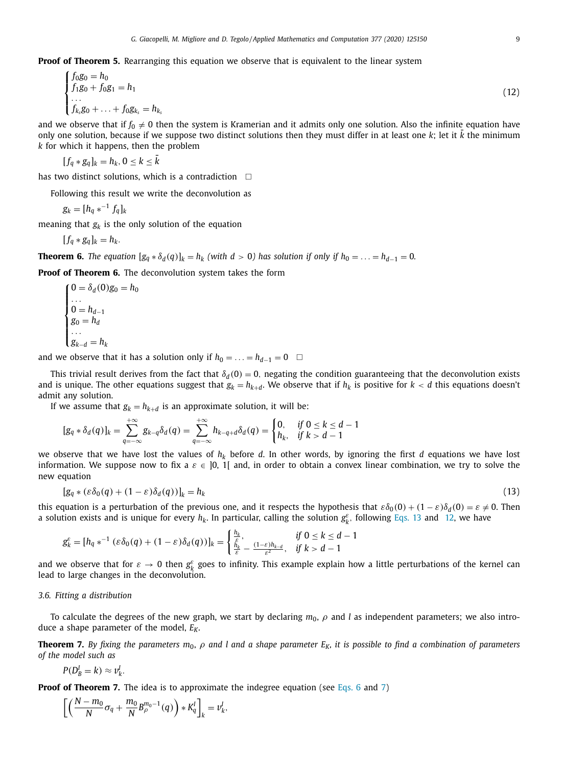**Proof of Theorem 5.** Rearranging this equation we observe that is equivalent to the linear system

$$\begin{cases} f_0 g_0 = h_0 \\ f_1 g_0 + f_0 g_1 = h_1 \\ \dots \\ f_{k_s} g_0 + \dots + f_0 g_{k_s} = h_{k_s} \end{cases} \tag{12}$$

and we observe that if $f_0 \neq 0$ then the system is Kramerian and it admits only one solution. Also the infinite equation have only one solution, because if we suppose two distinct solutions then they must differ in at least one $k$; let it $\bar{k}$ the minimum $k$ for which it happens, then the problem

$$[f_q * g_q]_k = h_k, 0 \le k \le \bar{k}$$

has two distinct solutions, which is a contradiction □

Following this result we write the deconvolution as

$$g_k = [h_q *^{-1} f_q]_k$$

meaning that $g_k$ is the only solution of the equation

$$[f_q * g_q]_k = h_k.$$

**Theorem 6.** *The equation $[g_q * \delta_d(q)]_k = h_k$ (with $d > 0$) has solution if only if $h_0 = \ldots = h_{d-1} = 0$.*

**Proof of Theorem 6.** The deconvolution system takes the form

$$\begin{cases} 0 = \delta_d(0) g_0 = h_0 \\ \dots \\ 0 = h_{d-1} \\ g_0 = h_d \\ \dots \\ g_{k-d} = h_k \end{cases}$$

and we observe that it has a solution only if $h_0 = \ldots = h_{d-1} = 0$ □

This trivial result derives from the fact that $\delta_d(0) = 0$, negating the condition guaranteeing that the deconvolution exists and is unique. The other equations suggest that $g_k = h_{k+d}$. We observe that if $h_k$ is positive for $k < d$ this equations doesn't admit any solution.

If we assume that $g_k = h_{k+d}$ is an approximate solution, it will be:

$$[g_q * \delta_d(q)]_k = \sum_{q=-\infty}^{+\infty} g_{k-q} \delta_d(q) = \sum_{q=-\infty}^{+\infty} h_{k-q+d} \delta_d(q) = \begin{cases} 0, & \text{if } 0 \le k \le d-1 \\ h_k, & \text{if } k > d-1 \end{cases}$$

we observe that we have lost the values of $h_k$ before $d$. In other words, by ignoring the first $d$ equations we have lost information. We suppose now to fix a $\varepsilon \in ]0, 1[$ and, in order to obtain a convex linear combination, we try to solve the new equation

$$[g_q * (\varepsilon \delta_0(q) + (1-\varepsilon)\delta_d(q))]_k = h_k \tag{13}$$

this equation is a perturbation of the previous one, and it respects the hypothesis that $\varepsilon \delta_0(0) + (1-\varepsilon)\delta_d(0) = \varepsilon \neq 0$. Then a solution exists and is unique for every $h_k$. In particular, calling the solution $g_k^\varepsilon$, following Eqs. 13 and 12, we have

$$g_k^\varepsilon = [h_q *^{-1} (\varepsilon \delta_0(q) + (1-\varepsilon)\delta_d(q))]_k = \begin{cases} \frac{h_k}{\varepsilon}, & \text{if } 0 \le k \le d-1 \\ \frac{h_k}{\varepsilon} - \frac{(1-\varepsilon) h_{k-d}}{\varepsilon^2}, & \text{if } k > d-1 \end{cases}$$

and we observe that for $\varepsilon \to 0$ then $g_k^\varepsilon$ goes to infinity. This example explain how a little perturbations of the kernel can lead to large changes in the deconvolution.

### 3.6. Fitting a distribution

To calculate the degrees of the new graph, we start by declaring $m_0$, $\rho$ and $l$ as independent parameters; we also introduce a shape parameter of the model, $E_K$.

**Theorem 7.** *By fixing the parameters $m_0$, $\rho$ and $l$ and a shape parameter $E_K$, it is possible to find a combination of parameters of the model such as*

$$P(D_B^I = k) \approx v_k^I.$$

**Proof of Theorem 7.** The idea is to approximate the indegree equation (see Eqs. 6 and 7)

$$\left[ \left( \frac{N - m_0}{N} \sigma_q + \frac{m_0}{N} B_\rho^{m_0 - 1}(q) \right) * K_q^I \right]_k = v_k^I,$$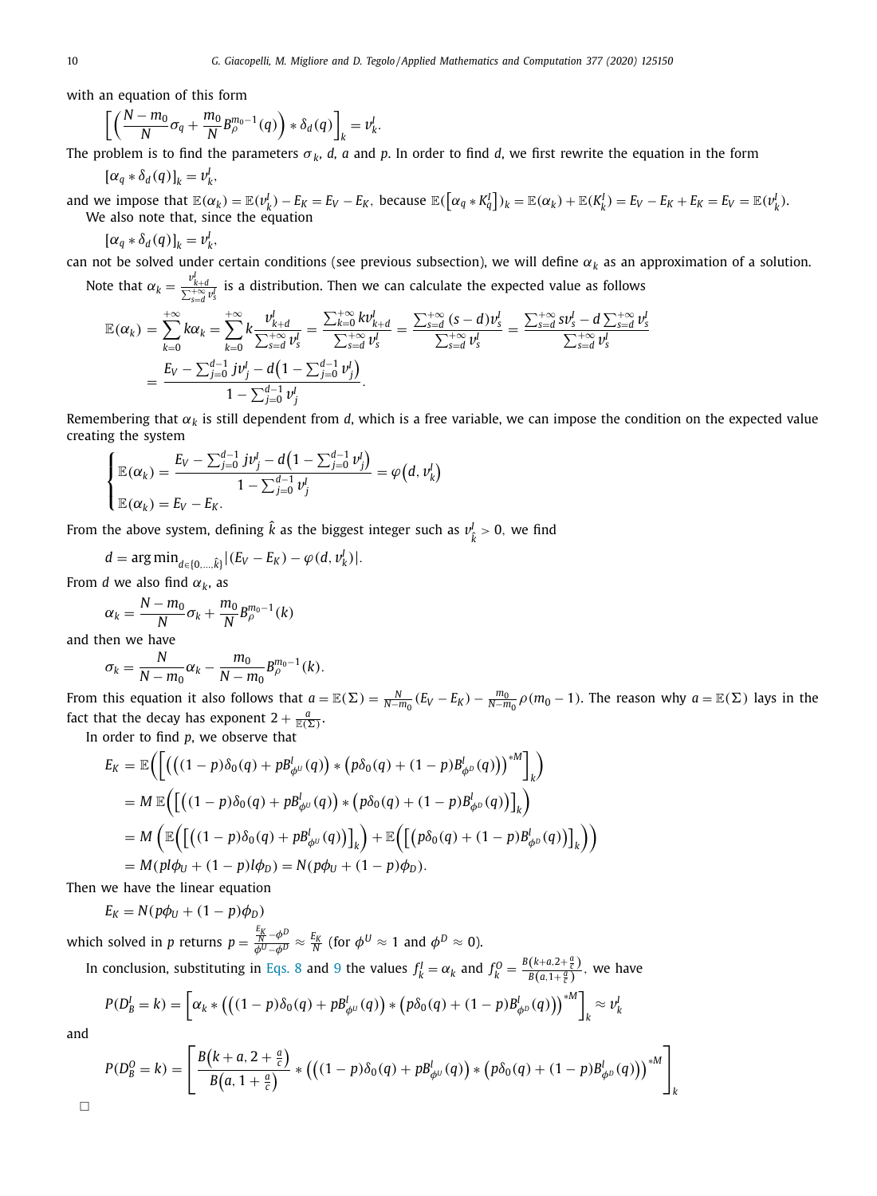with an equation of this form

$$\left[\left(\frac{N-m_0}{N}\sigma_q + \frac{m_0}{N}B_\rho^{m_0-1}(q)\right) * \delta_d(q)\right]_k = v_k^I.$$

The problem is to find the parameters $\sigma_k$, $d$, $a$ and $p$. In order to find $d$, we first rewrite the equation in the form

$$[\alpha_q * \delta_d(q)]_k = v_k^I,$$

and we impose that $\mathbb{E}(\alpha_k) = \mathbb{E}(v_k^I) - E_K = E_V - E_K$, because $\mathbb{E}(\left[\alpha_q * K_q^I\right])_k = \mathbb{E}(\alpha_k) + \mathbb{E}(K_k^I) = E_V - E_K + E_K = E_V = \mathbb{E}(v_k^I)$.

We also note that, since the equation

$$[\alpha_q * \delta_d(q)]_k = v_k^I,$$

can not be solved under certain conditions (see previous subsection), we will define $\alpha_k$ as an approximation of a solution.

Note that $\alpha_k = \frac{v_{k+d}^I}{\sum_{s=d}^{+\infty} v_s^I}$ is a distribution. Then we can calculate the expected value as follows

$$\begin{aligned}
\mathbb{E}(\alpha_k) &= \sum_{k=0}^{+\infty} k\alpha_k = \sum_{k=0}^{+\infty} k\frac{v_{k+d}^I}{\sum_{s=d}^{+\infty} v_s^I} = \frac{\sum_{k=0}^{+\infty} kv_{k+d}^I}{\sum_{s=d}^{+\infty} v_s^I} = \frac{\sum_{s=d}^{+\infty} (s-d)v_s^I}{\sum_{s=d}^{+\infty} v_s^I} = \frac{\sum_{s=d}^{+\infty} sv_s^I - d\sum_{s=d}^{+\infty} v_s^I}{\sum_{s=d}^{+\infty} v_s^I} \\
&= \frac{E_V - \sum_{j=0}^{d-1} jv_j^I - d\left(1 - \sum_{j=0}^{d-1} v_j^I\right)}{1 - \sum_{j=0}^{d-1} v_j^I}.
\end{aligned}$$

Remembering that $\alpha_k$ is still dependent from $d$, which is a free variable, we can impose the condition on the expected value creating the system

$$\begin{cases}
\mathbb{E}(\alpha_k) = \dfrac{E_V - \sum_{j=0}^{d-1} jv_j^I - d\left(1 - \sum_{j=0}^{d-1} v_j^I\right)}{1 - \sum_{j=0}^{d-1} v_j^I} = \varphi\left(d, v_k^I\right) \\
\mathbb{E}(\alpha_k) = E_V - E_K.
\end{cases}$$

From the above system, defining $\hat{k}$ as the biggest integer such as $v_{\hat{k}}^I > 0$, we find

$$d = \arg\min_{d\in\{0,\dots,\hat{k}\}} |(E_V - E_K) - \varphi(d, v_k^I)|.$$

From $d$ we also find $\alpha_k$, as

$$\alpha_k = \frac{N-m_0}{N}\sigma_k + \frac{m_0}{N}B_\rho^{m_0-1}(k)$$

and then we have

$$\sigma_k = \frac{N}{N-m_0}\alpha_k - \frac{m_0}{N-m_0}B_\rho^{m_0-1}(k).$$

From this equation it also follows that $a = \mathbb{E}(\Sigma) = \frac{N}{N-m_0}(E_V - E_K) - \frac{m_0}{N-m_0}\rho(m_0 - 1)$. The reason why $a = \mathbb{E}(\Sigma)$ lays in the fact that the decay has exponent $2 + \frac{a}{\mathbb{E}(\Sigma)}$.

In order to find $p$, we observe that

$$\begin{aligned}
E_K &= \mathbb{E}\left(\left[\left(\left((1-p)\delta_0(q) + pB_{\phi^U}^I(q)\right) * \left(p\delta_0(q) + (1-p)B_{\phi^D}^I(q)\right)\right)^{*M}\right]_k\right) \\
&= M\,\mathbb{E}\left(\left[\left((1-p)\delta_0(q) + pB_{\phi^U}^I(q)\right) * \left(p\delta_0(q) + (1-p)B_{\phi^D}^I(q)\right)\right]_k\right) \\
&= M\left(\mathbb{E}\left(\left[\left((1-p)\delta_0(q) + pB_{\phi^U}^I(q)\right)\right]_k\right) + \mathbb{E}\left(\left[\left(p\delta_0(q) + (1-p)B_{\phi^D}^I(q)\right)\right]_k\right)\right) \\
&= M(pl\phi_U + (1-p)l\phi_D) = N(p\phi_U + (1-p)\phi_D).
\end{aligned}$$

Then we have the linear equation

$$E_K = N(p\phi_U + (1-p)\phi_D)$$

which solved in $p$ returns $p = \frac{\frac{E_K}{N} - \phi^D}{\phi^U - \phi^D} \approx \frac{E_K}{N}$ (for $\phi^U \approx 1$ and $\phi^D \approx 0$).

In conclusion, substituting in Eqs. 8 and 9 the values $f_k^I = \alpha_k$ and $f_k^O = \frac{B\left(k+a, 2+\frac{a}{c}\right)}{B\left(a, 1+\frac{a}{c}\right)}$, we have

$$P(D_B^I = k) = \left[\alpha_k * \left(\left((1-p)\delta_0(q) + pB_{\phi^U}^I(q)\right)\left(p\delta_0(q) + (1-p)B_{\phi^D}^I(q)\right)\right)^{*M}\right]_k \approx v_k^I$$

and

$$P(D_B^O = k) = \left[\frac{B\left(k+a, 2+\frac{a}{c}\right)}{B\left(a, 1+\frac{a}{c}\right)} * \left(\left((1-p)\delta_0(q) + pB_{\phi^U}^I(q)\right) * \left(p\delta_0(q) + (1-p)B_{\phi^D}^I(q)\right)\right)^{*M}\right]_k$$

□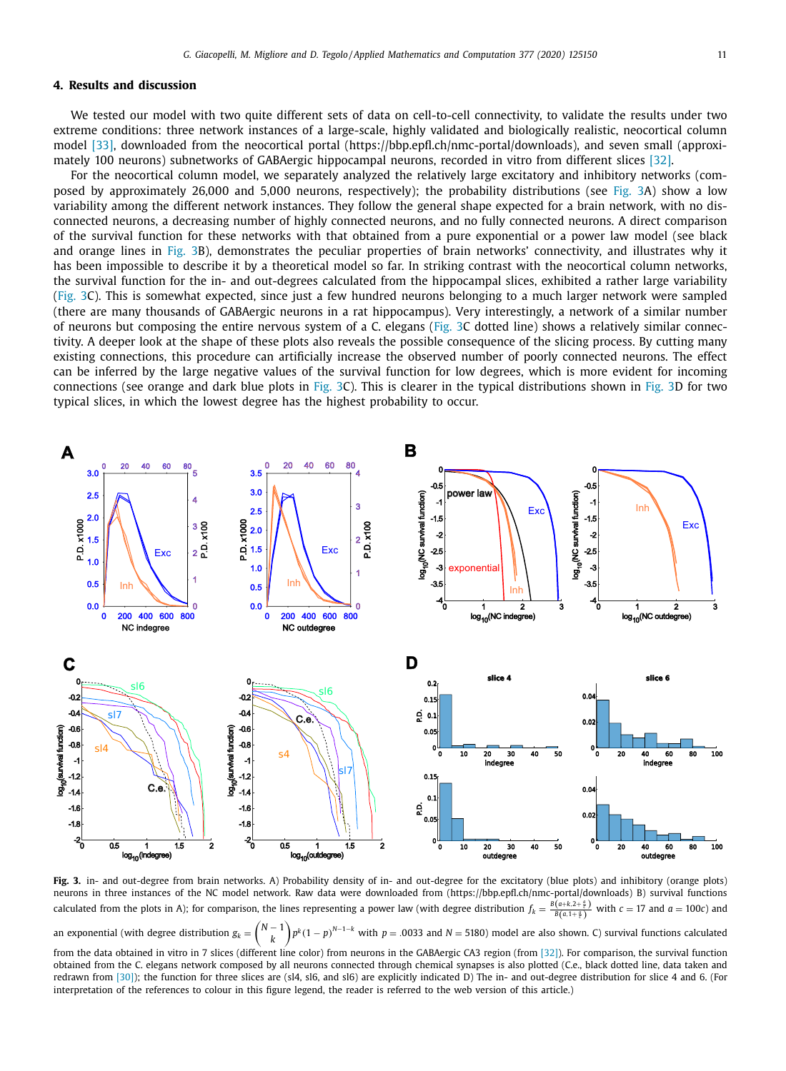## 4. Results and discussion

We tested our model with two quite different sets of data on cell-to-cell connectivity, to validate the results under two extreme conditions: three network instances of a large-scale, highly validated and biologically realistic, neocortical column model [33], downloaded from the neocortical portal (https://bbp.epfl.ch/nmc-portal/downloads), and seven small (approximately 100 neurons) subnetworks of GABAergic hippocampal neurons, recorded in vitro from different slices [32].

For the neocortical column model, we separately analyzed the relatively large excitatory and inhibitory networks (composed by approximately 26,000 and 5,000 neurons, respectively); the probability distributions (see Fig. 3A) show a low variability among the different network instances. They follow the general shape expected for a brain network, with no disconnected neurons, a decreasing number of highly connected neurons, and no fully connected neurons. A direct comparison of the survival function for these networks with that obtained from a pure exponential or a power law model (see black and orange lines in Fig. 3B), demonstrates the peculiar properties of brain networks' connectivity, and illustrates why it has been impossible to describe it by a theoretical model so far. In striking contrast with the neocortical column networks, the survival function for the in- and out-degrees calculated from the hippocampal slices, exhibited a rather large variability (Fig. 3C). This is somewhat expected, since just a few hundred neurons belonging to a much larger network were sampled (there are many thousands of GABAergic neurons in a rat hippocampus). Very interestingly, a network of a similar number of neurons but composing the entire nervous system of a C. elegans (Fig. 3C dotted line) shows a relatively similar connectivity. A deeper look at the shape of these plots also reveals the possible consequence of the slicing process. By cutting many existing connections, this procedure can artificially increase the observed number of poorly connected neurons. The effect can be inferred by the large negative values of the survival function for low degrees, which is more evident for incoming connections (see orange and dark blue plots in Fig. 3C). This is clearer in the typical distributions shown in Fig. 3D for two typical slices, in which the lowest degree has the highest probability to occur.

**Fig. 3.** in- and out-degree from brain networks. A) Probability density of in- and out-degree for the excitatory (blue plots) and inhibitory (orange plots) neurons in three instances of the NC model network. Raw data were downloaded from (https://bbp.epfl.ch/nmc-portal/downloads) B) survival functions calculated from the plots in A); for comparison, the lines representing a power law (with degree distribution $f_k = \frac{B(a+k, 2+\frac{a}{c})}{B(a, 1+\frac{a}{c})}$ with $c = 17$ and $a = 100c$) and an exponential (with degree distribution $g_k = \binom{N-1}{k} p^k (1-p)^{N-1-k}$ with $p = .0033$ and $N = 5180$) model are also shown. C) survival functions calculated from the data obtained in vitro in 7 slices (different line color) from neurons in the GABAergic CA3 region (from [32]). For comparison, the survival function obtained from the C. elegans network composed by all neurons connected through chemical synapses is also plotted (C.e., black dotted line, data taken and redrawn from [30]); the function for three slices are (sl4, sl6, and sl6) are explicitly indicated D) The in- and out-degree distribution for slice 4 and 6. (For interpretation of the references to colour in this figure legend, the reader is referred to the web version of this article.)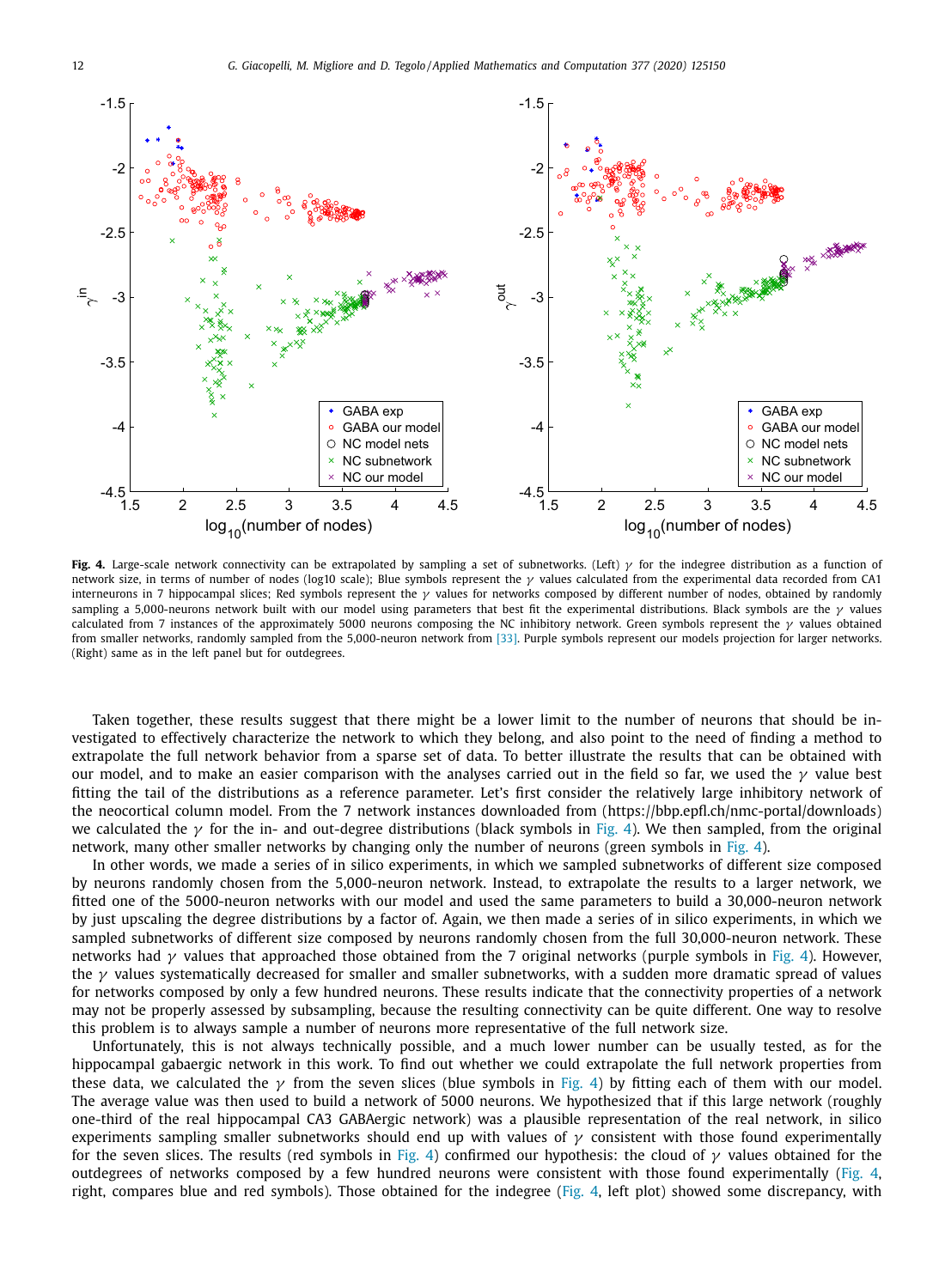**Fig. 4.** Large-scale network connectivity can be extrapolated by sampling a set of subnetworks. (Left) $\gamma$ for the indegree distribution as a function of network size, in terms of number of nodes (log10 scale); Blue symbols represent the $\gamma$ values calculated from the experimental data recorded from CA1 interneurons in 7 hippocampal slices; Red symbols represent the $\gamma$ values for networks composed by different number of nodes, obtained by randomly sampling a 5,000-neurons network built with our model using parameters that best fit the experimental distributions. Black symbols are the $\gamma$ values calculated from 7 instances of the approximately 5000 neurons composing the NC inhibitory network. Green symbols represent the $\gamma$ values obtained from smaller networks, randomly sampled from the 5,000-neuron network from [33]. Purple symbols represent our models projection for larger networks. (Right) same as in the left panel but for outdegrees.

Taken together, these results suggest that there might be a lower limit to the number of neurons that should be investigated to effectively characterize the network to which they belong, and also point to the need of finding a method to extrapolate the full network behavior from a sparse set of data. To better illustrate the results that can be obtained with our model, and to make an easier comparison with the analyses carried out in the field so far, we used the $\gamma$ value best fitting the tail of the distributions as a reference parameter. Let's first consider the relatively large inhibitory network of the neocortical column model. From the 7 network instances downloaded from (https://bbp.epfl.ch/nmc-portal/downloads) we calculated the $\gamma$ for the in- and out-degree distributions (black symbols in Fig. 4). We then sampled, from the original network, many other smaller networks by changing only the number of neurons (green symbols in Fig. 4).

In other words, we made a series of in silico experiments, in which we sampled subnetworks of different size composed by neurons randomly chosen from the 5,000-neuron network. Instead, to extrapolate the results to a larger network, we fitted one of the 5000-neuron networks with our model and used the same parameters to build a 30,000-neuron network by just upscaling the degree distributions by a factor of. Again, we then made a series of in silico experiments, in which we sampled subnetworks of different size composed by neurons randomly chosen from the full 30,000-neuron network. These networks had $\gamma$ values that approached those obtained from the 7 original networks (purple symbols in Fig. 4). However, the $\gamma$ values systematically decreased for smaller and smaller subnetworks, with a sudden more dramatic spread of values for networks composed by only a few hundred neurons. These results indicate that the connectivity properties of a network may not be properly assessed by subsampling, because the resulting connectivity can be quite different. One way to resolve this problem is to always sample a number of neurons more representative of the full network size.

Unfortunately, this is not always technically possible, and a much lower number can be usually tested, as for the hippocampal gabaergic network in this work. To find out whether we could extrapolate the full network properties from these data, we calculated the $\gamma$ from the seven slices (blue symbols in Fig. 4) by fitting each of them with our model. The average value was then used to build a network of 5000 neurons. We hypothesized that if this large network (roughly one-third of the real hippocampal CA3 GABAergic network) was a plausible representation of the real network, in silico experiments sampling smaller subnetworks should end up with values of $\gamma$ consistent with those found experimentally for the seven slices. The results (red symbols in Fig. 4) confirmed our hypothesis: the cloud of $\gamma$ values obtained for the outdegrees of networks composed by a few hundred neurons were consistent with those found experimentally (Fig. 4, right, compares blue and red symbols). Those obtained for the indegree (Fig. 4, left plot) showed some discrepancy, with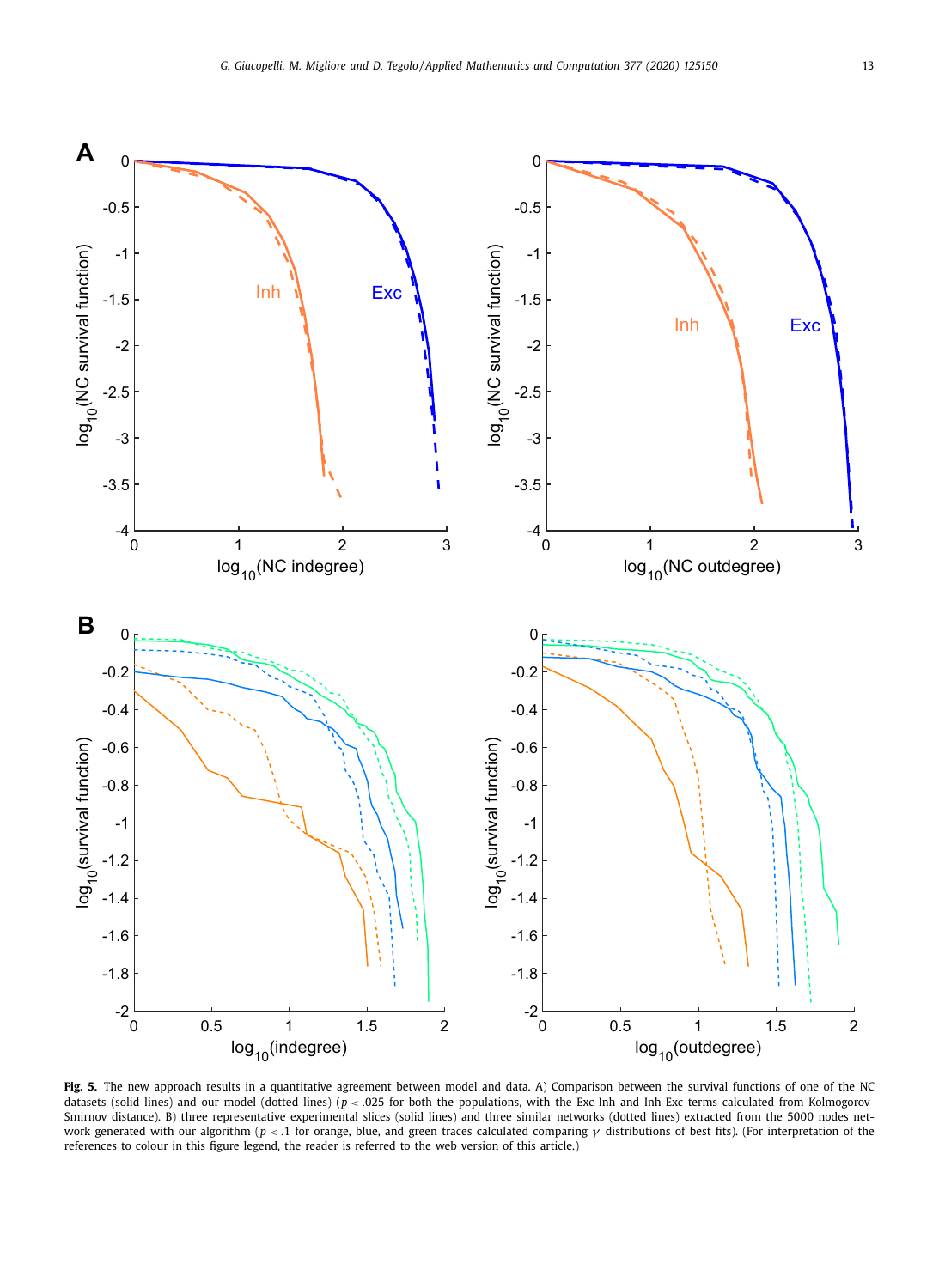**Fig. 5.** The new approach results in a quantitative agreement between model and data. A) Comparison between the survival functions of one of the NC datasets (solid lines) and our model (dotted lines) ($p < .025$ for both the populations, with the Exc-Inh and Inh-Exc terms calculated from Kolmogorov-Smirnov distance). B) three representative experimental slices (solid lines) and three similar networks (dotted lines) extracted from the 5000 nodes network generated with our algorithm ($p < .1$ for orange, blue, and green traces calculated comparing $\gamma$ distributions of best fits). (For interpretation of the references to colour in this figure legend, the reader is referred to the web version of this article.)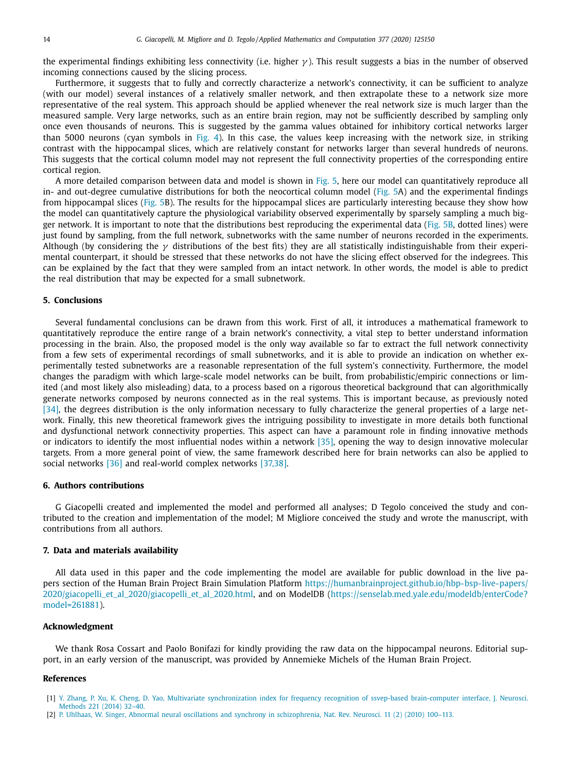the experimental findings exhibiting less connectivity (i.e. higher $\gamma$). This result suggests a bias in the number of observed incoming connections caused by the slicing process.

Furthermore, it suggests that to fully and correctly characterize a network's connectivity, it can be sufficient to analyze (with our model) several instances of a relatively smaller network, and then extrapolate these to a network size more representative of the real system. This approach should be applied whenever the real network size is much larger than the measured sample. Very large networks, such as an entire brain region, may not be sufficiently described by sampling only once even thousands of neurons. This is suggested by the gamma values obtained for inhibitory cortical networks larger than 5000 neurons (cyan symbols in Fig. 4). In this case, the values keep increasing with the network size, in striking contrast with the hippocampal slices, which are relatively constant for networks larger than several hundreds of neurons. This suggests that the cortical column model may not represent the full connectivity properties of the corresponding entire cortical region.

A more detailed comparison between data and model is shown in Fig. 5, here our model can quantitatively reproduce all in- and out-degree cumulative distributions for both the neocortical column model (Fig. 5A) and the experimental findings from hippocampal slices (Fig. 5B). The results for the hippocampal slices are particularly interesting because they show how the model can quantitatively capture the physiological variability observed experimentally by sparsely sampling a much bigger network. It is important to note that the distributions best reproducing the experimental data (Fig. 5B, dotted lines) were just found by sampling, from the full network, subnetworks with the same number of neurons recorded in the experiments. Although (by considering the $\gamma$ distributions of the best fits) they are all statistically indistinguishable from their experimental counterpart, it should be stressed that these networks do not have the slicing effect observed for the indegrees. This can be explained by the fact that they were sampled from an intact network. In other words, the model is able to predict the real distribution that may be expected for a small subnetwork.

## 5. Conclusions

Several fundamental conclusions can be drawn from this work. First of all, it introduces a mathematical framework to quantitatively reproduce the entire range of a brain network's connectivity, a vital step to better understand information processing in the brain. Also, the proposed model is the only way available so far to extract the full network connectivity from a few sets of experimental recordings of small subnetworks, and it is able to provide an indication on whether experimentally tested subnetworks are a reasonable representation of the full system's connectivity. Furthermore, the model changes the paradigm with which large-scale model networks can be built, from probabilistic/empiric connections or limited (and most likely also misleading) data, to a process based on a rigorous theoretical background that can algorithmically generate networks composed by neurons connected as in the real systems. This is important because, as previously noted [34], the degrees distribution is the only information necessary to fully characterize the general properties of a large network. Finally, this new theoretical framework gives the intriguing possibility to investigate in more details both functional and dysfunctional network connectivity properties. This aspect can have a paramount role in finding innovative methods or indicators to identify the most influential nodes within a network [35], opening the way to design innovative molecular targets. From a more general point of view, the same framework described here for brain networks can also be applied to social networks [36] and real-world complex networks [37,38].

## 6. Authors contributions

G Giacopelli created and implemented the model and performed all analyses; D Tegolo conceived the study and contributed to the creation and implementation of the model; M Migliore conceived the study and wrote the manuscript, with contributions from all authors.

## 7. Data and materials availability

All data used in this paper and the code implementing the model are available for public download in the live papers section of the Human Brain Project Brain Simulation Platform https://humanbrainproject.github.io/hbp-bsp-live-papers/2020/giacopelli_et_al_2020/giacopelli_et_al_2020.html, and on ModelDB (https://senselab.med.yale.edu/modeldb/enterCode?model=261881).

## Acknowledgment

We thank Rosa Cossart and Paolo Bonifazi for kindly providing the raw data on the hippocampal neurons. Editorial support, in an early version of the manuscript, was provided by Annemieke Michels of the Human Brain Project.

## References

[1] Y. Zhang, P. Xu, K. Cheng, D. Yao, Multivariate synchronization index for frequency recognition of ssvep-based brain-computer interface, J. Neurosci. Methods 221 (2014) 32–40.

[2] P. Uhlhaas, W. Singer, Abnormal neural oscillations and synchrony in schizophrenia, Nat. Rev. Neurosci. 11 (2) (2010) 100–113.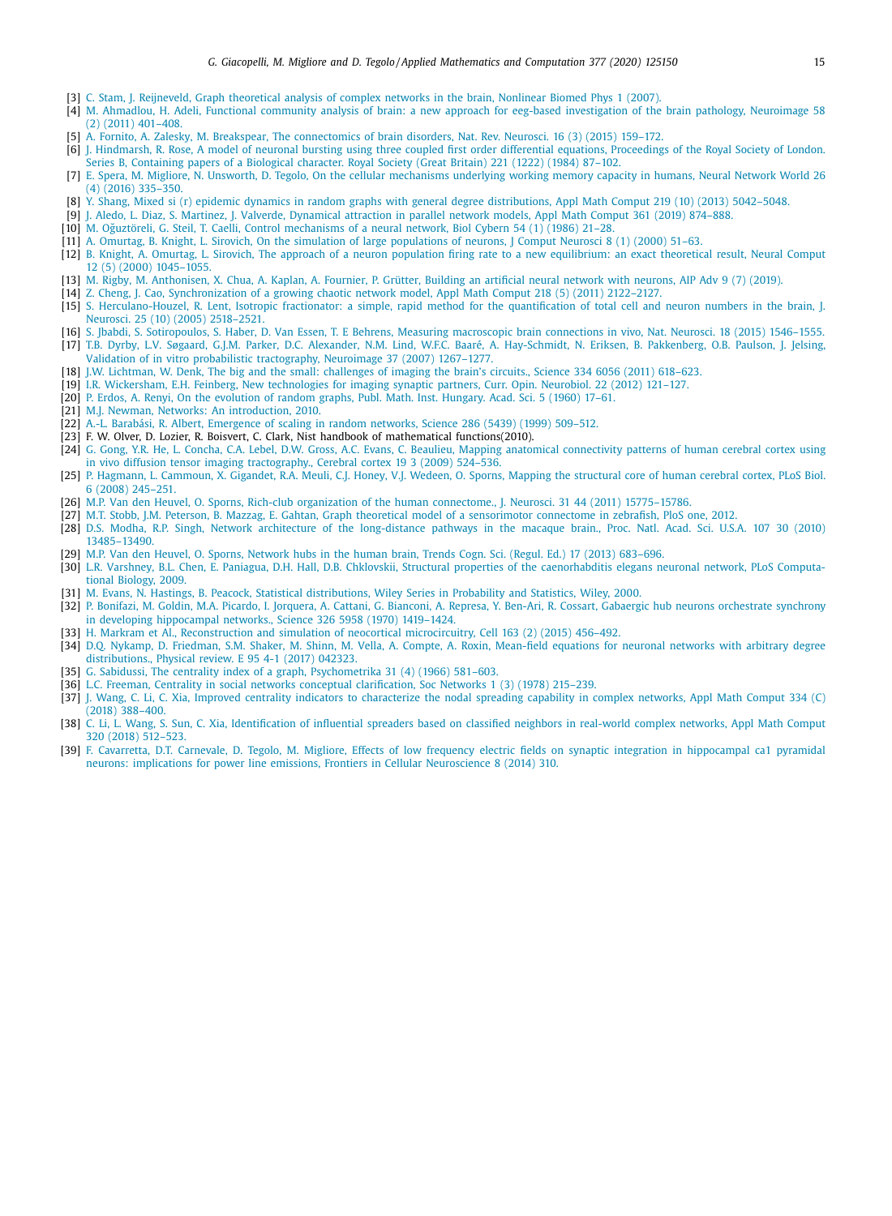[3] C. Stam, J. Reijneveld, Graph theoretical analysis of complex networks in the brain, Nonlinear Biomed Phys 1 (2007).

[4] M. Ahmadlou, H. Adeli, Functional community analysis of brain: a new approach for eeg-based investigation of the brain pathology, Neuroimage 58 (2) (2011) 401–408.

[5] A. Fornito, A. Zalesky, M. Breakspear, The connectomics of brain disorders, Nat. Rev. Neurosci. 16 (3) (2015) 159–172.

[6] J. Hindmarsh, R. Rose, A model of neuronal bursting using three coupled first order differential equations, Proceedings of the Royal Society of London. Series B, Containing papers of a Biological character. Royal Society (Great Britain) 221 (1222) (1984) 87–102.

[7] E. Spera, M. Migliore, N. Unsworth, D. Tegolo, On the cellular mechanisms underlying working memory capacity in humans, Neural Network World 26 (4) (2016) 335–350.

[8] Y. Shang, Mixed si (r) epidemic dynamics in random graphs with general degree distributions, Appl Math Comput 219 (10) (2013) 5042–5048.

[9] J. Aledo, L. Diaz, S. Martinez, J. Valverde, Dynamical attraction in parallel network models, Appl Math Comput 361 (2019) 874–888.

[10] M. Oğuztöreli, G. Steil, T. Caelli, Control mechanisms of a neural network, Biol Cybern 54 (1) (1986) 21–28.

[11] A. Omurtag, B. Knight, L. Sirovich, On the simulation of large populations of neurons, J Comput Neurosci 8 (1) (2000) 51–63.

[12] B. Knight, A. Omurtag, L. Sirovich, The approach of a neuron population firing rate to a new equilibrium: an exact theoretical result, Neural Comput 12 (5) (2000) 1045–1055.

[13] M. Rigby, M. Anthonisen, X. Chua, A. Kaplan, A. Fournier, P. Grütter, Building an artificial neural network with neurons, AIP Adv 9 (7) (2019).

[14] Z. Cheng, J. Cao, Synchronization of a growing chaotic network model, Appl Math Comput 218 (5) (2011) 2122–2127.

[15] S. Herculano-Houzel, R. Lent, Isotropic fractionator: a simple, rapid method for the quantification of total cell and neuron numbers in the brain, J. Neurosci. 25 (10) (2005) 2518–2521.

[16] S. Jbabdi, S. Sotiropoulos, S. Haber, D. Van Essen, T. E Behrens, Measuring macroscopic brain connections in vivo, Nat. Neurosci. 18 (2015) 1546–1555.

[17] T.B. Dyrby, L.V. Søgaard, G.J.M. Parker, D.C. Alexander, N.M. Lind, W.F.C. Baaré, A. Hay-Schmidt, N. Eriksen, B. Pakkenberg, O.B. Paulson, J. Jelsing, Validation of in vitro probabilistic tractography, Neuroimage 37 (2007) 1267–1277.

[18] J.W. Lichtman, W. Denk, The big and the small: challenges of imaging the brain's circuits., Science 334 6056 (2011) 618–623.

[19] I.R. Wickersham, E.H. Feinberg, New technologies for imaging synaptic partners, Curr. Opin. Neurobiol. 22 (2012) 121–127.

[20] P. Erdos, A. Renyi, On the evolution of random graphs, Publ. Math. Inst. Hungary. Acad. Sci. 5 (1960) 17–61.

[21] M.J. Newman, Networks: An introduction, 2010.

[22] A.-L. Barabási, R. Albert, Emergence of scaling in random networks, Science 286 (5439) (1999) 509–512.

[23] F. W. Olver, D. Lozier, R. Boisvert, C. Clark, Nist handbook of mathematical functions(2010).

[24] G. Gong, Y.R. He, L. Concha, C.A. Lebel, D.W. Gross, A.C. Evans, C. Beaulieu, Mapping anatomical connectivity patterns of human cerebral cortex using in vivo diffusion tensor imaging tractography., Cerebral cortex 19 3 (2009) 524–536.

[25] P. Hagmann, L. Cammoun, X. Gigandet, R.A. Meuli, C.J. Honey, V.J. Wedeen, O. Sporns, Mapping the structural core of human cerebral cortex, PLoS Biol. 6 (2008) 245–251.

[26] M.P. Van den Heuvel, O. Sporns, Rich-club organization of the human connectome., J. Neurosci. 31 44 (2011) 15775–15786.

[27] M.T. Stobb, J.M. Peterson, B. Mazzag, E. Gahtan, Graph theoretical model of a sensorimotor connectome in zebrafish, PloS one, 2012.

[28] D.S. Modha, R.P. Singh, Network architecture of the long-distance pathways in the macaque brain., Proc. Natl. Acad. Sci. U.S.A. 107 30 (2010) 13485–13490.

[29] M.P. Van den Heuvel, O. Sporns, Network hubs in the human brain, Trends Cogn. Sci. (Regul. Ed.) 17 (2013) 683–696.

[30] L.R. Varshney, B.L. Chen, E. Paniagua, D.H. Hall, D.B. Chklovskii, Structural properties of the caenorhabditis elegans neuronal network, PLoS Computational Biology, 2009.

[31] M. Evans, N. Hastings, B. Peacock, Statistical distributions, Wiley Series in Probability and Statistics, Wiley, 2000.

[32] P. Bonifazi, M. Goldin, M.A. Picardo, I. Jorquera, A. Cattani, G. Bianconi, A. Represa, Y. Ben-Ari, R. Cossart, Gabaergic hub neurons orchestrate synchrony in developing hippocampal networks., Science 326 5958 (1970) 1419–1424.

[33] H. Markram et Al., Reconstruction and simulation of neocortical microcircuitry, Cell 163 (2) (2015) 456–492.

[34] D.Q. Nykamp, D. Friedman, S.M. Shaker, M. Shinn, M. Vella, A. Compte, A. Roxin, Mean-field equations for neuronal networks with arbitrary degree distributions., Physical review. E 95 4-1 (2017) 042323.

[35] G. Sabidussi, The centrality index of a graph, Psychometrika 31 (4) (1966) 581–603.

[36] L.C. Freeman, Centrality in social networks conceptual clarification, Soc Networks 1 (3) (1978) 215–239.

[37] J. Wang, C. Li, C. Xia, Improved centrality indicators to characterize the nodal spreading capability in complex networks, Appl Math Comput 334 (C) (2018) 388–400.

[38] C. Li, L. Wang, S. Sun, C. Xia, Identification of influential spreaders based on classified neighbors in real-world complex networks, Appl Math Comput 320 (2018) 512–523.

[39] F. Cavarretta, D.T. Carnevale, D. Tegolo, M. Migliore, Effects of low frequency electric fields on synaptic integration in hippocampal ca1 pyramidal neurons: implications for power line emissions, Frontiers in Cellular Neuroscience 8 (2014) 310.